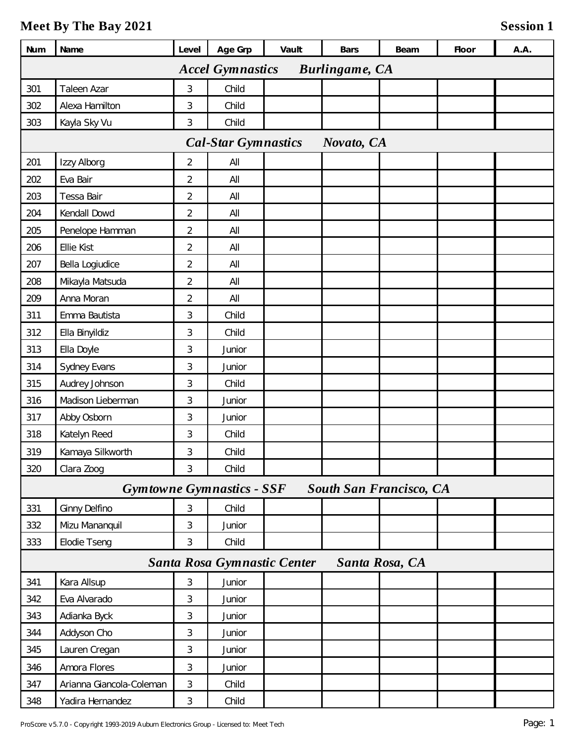# Meet By The Bay 2021

**Session 1**

| Num | Name | Level | Age Grp | Vault | Bars | Beam | Floor | A.A. |
|---|---|---|---|---|---|---|---|---|
| ***Accel Gymnastics Burlingame, CA*** | | | | | | | | |
| 301 | Taleen Azar | 3 | Child | | | | | |
| 302 | Alexa Hamilton | 3 | Child | | | | | |
| 303 | Kayla Sky Vu | 3 | Child | | | | | |
| ***Cal-Star Gymnastics Novato, CA*** | | | | | | | | |
| 201 | Izzy Alborg | 2 | All | | | | | |
| 202 | Eva Bair | 2 | All | | | | | |
| 203 | Tessa Bair | 2 | All | | | | | |
| 204 | Kendall Dowd | 2 | All | | | | | |
| 205 | Penelope Hamman | 2 | All | | | | | |
| 206 | Ellie Kist | 2 | All | | | | | |
| 207 | Bella Logiudice | 2 | All | | | | | |
| 208 | Mikayla Matsuda | 2 | All | | | | | |
| 209 | Anna Moran | 2 | All | | | | | |
| 311 | Emma Bautista | 3 | Child | | | | | |
| 312 | Ella Binyildiz | 3 | Child | | | | | |
| 313 | Ella Doyle | 3 | Junior | | | | | |
| 314 | Sydney Evans | 3 | Junior | | | | | |
| 315 | Audrey Johnson | 3 | Child | | | | | |
| 316 | Madison Lieberman | 3 | Junior | | | | | |
| 317 | Abby Osborn | 3 | Junior | | | | | |
| 318 | Katelyn Reed | 3 | Child | | | | | |
| 319 | Kamaya Silkworth | 3 | Child | | | | | |
| 320 | Clara Zoog | 3 | Child | | | | | |
| ***Gymtowne Gymnastics - SSF South San Francisco, CA*** | | | | | | | | |
| 331 | Ginny Delfino | 3 | Child | | | | | |
| 332 | Mizu Mananquil | 3 | Junior | | | | | |
| 333 | Elodie Tseng | 3 | Child | | | | | |
| ***Santa Rosa Gymnastic Center Santa Rosa, CA*** | | | | | | | | |
| 341 | Kara Allsup | 3 | Junior | | | | | |
| 342 | Eva Alvarado | 3 | Junior | | | | | |
| 343 | Adianka Byck | 3 | Junior | | | | | |
| 344 | Addyson Cho | 3 | Junior | | | | | |
| 345 | Lauren Cregan | 3 | Junior | | | | | |
| 346 | Amora Flores | 3 | Junior | | | | | |
| 347 | Arianna Giancola-Coleman | 3 | Child | | | | | |
| 348 | Yadira Hernandez | 3 | Child | | | | | |

ProScore v5.7.0 - Copyright 1993-2019 Auburn Electronics Group - Licensed to: Meet Tech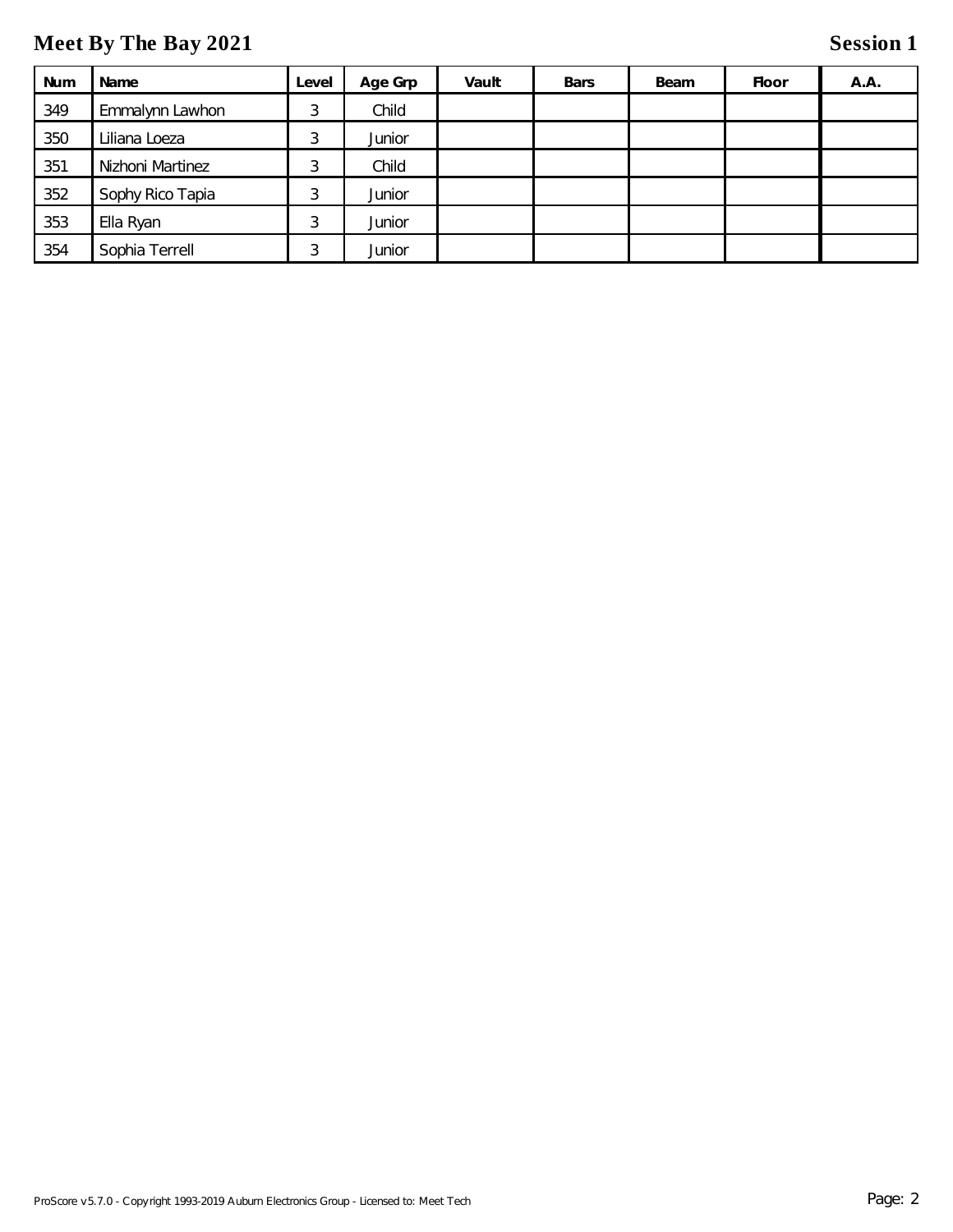# Meet By The Bay 2021

## Session 1

| Num | Name | Level | Age Grp | Vault | Bars | Beam | Floor | A.A. |
|---|---|---|---|---|---|---|---|---|
| 349 | Emmalynn Lawhon | 3 | Child | | | | | |
| 350 | Liliana Loeza | 3 | Junior | | | | | |
| 351 | Nizhoni Martinez | 3 | Child | | | | | |
| 352 | Sophy Rico Tapia | 3 | Junior | | | | | |
| 353 | Ella Ryan | 3 | Junior | | | | | |
| 354 | Sophia Terrell | 3 | Junior | | | | | |

ProScore v5.7.0 - Copyright 1993-2019 Auburn Electronics Group - Licensed to: Meet Tech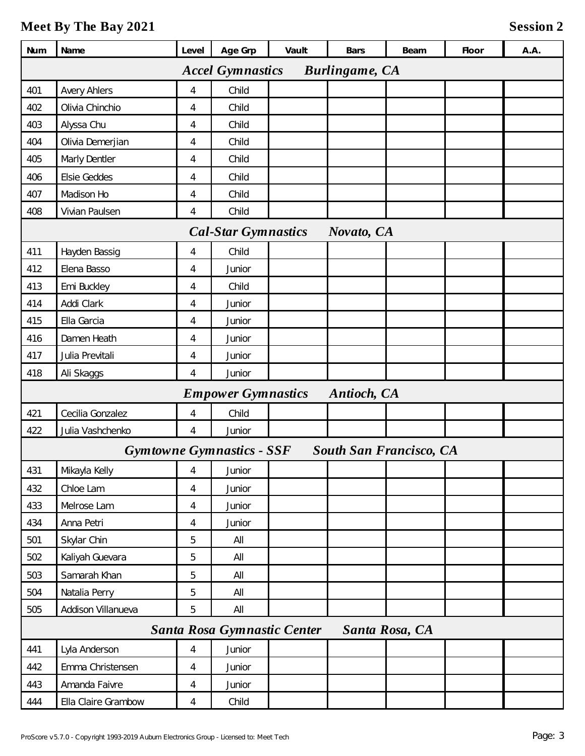# Meet By The Bay 2021

**Session 2**

| Num | Name | Level | Age Grp | Vault | Bars | Beam | Floor | A.A. |
|---|---|---|---|---|---|---|---|---|
| ***Accel Gymnastics Burlingame, CA*** | | | | | | | | |
| 401 | Avery Ahlers | 4 | Child | | | | | |
| 402 | Olivia Chinchio | 4 | Child | | | | | |
| 403 | Alyssa Chu | 4 | Child | | | | | |
| 404 | Olivia Demerjian | 4 | Child | | | | | |
| 405 | Marly Dentler | 4 | Child | | | | | |
| 406 | Elsie Geddes | 4 | Child | | | | | |
| 407 | Madison Ho | 4 | Child | | | | | |
| 408 | Vivian Paulsen | 4 | Child | | | | | |
| ***Cal-Star Gymnastics Novato, CA*** | | | | | | | | |
| 411 | Hayden Bassig | 4 | Child | | | | | |
| 412 | Elena Basso | 4 | Junior | | | | | |
| 413 | Emi Buckley | 4 | Child | | | | | |
| 414 | Addi Clark | 4 | Junior | | | | | |
| 415 | Ella Garcia | 4 | Junior | | | | | |
| 416 | Damen Heath | 4 | Junior | | | | | |
| 417 | Julia Previtali | 4 | Junior | | | | | |
| 418 | Ali Skaggs | 4 | Junior | | | | | |
| ***Empower Gymnastics Antioch, CA*** | | | | | | | | |
| 421 | Cecilia Gonzalez | 4 | Child | | | | | |
| 422 | Julia Vashchenko | 4 | Junior | | | | | |
| ***Gymtowne Gymnastics - SSF South San Francisco, CA*** | | | | | | | | |
| 431 | Mikayla Kelly | 4 | Junior | | | | | |
| 432 | Chloe Lam | 4 | Junior | | | | | |
| 433 | Melrose Lam | 4 | Junior | | | | | |
| 434 | Anna Petri | 4 | Junior | | | | | |
| 501 | Skylar Chin | 5 | All | | | | | |
| 502 | Kaliyah Guevara | 5 | All | | | | | |
| 503 | Samarah Khan | 5 | All | | | | | |
| 504 | Natalia Perry | 5 | All | | | | | |
| 505 | Addison Villanueva | 5 | All | | | | | |
| ***Santa Rosa Gymnastic Center Santa Rosa, CA*** | | | | | | | | |
| 441 | Lyla Anderson | 4 | Junior | | | | | |
| 442 | Emma Christensen | 4 | Junior | | | | | |
| 443 | Amanda Faivre | 4 | Junior | | | | | |
| 444 | Ella Claire Grambow | 4 | Child | | | | | |

ProScore v5.7.0 - Copyright 1993-2019 Auburn Electronics Group - Licensed to: Meet Tech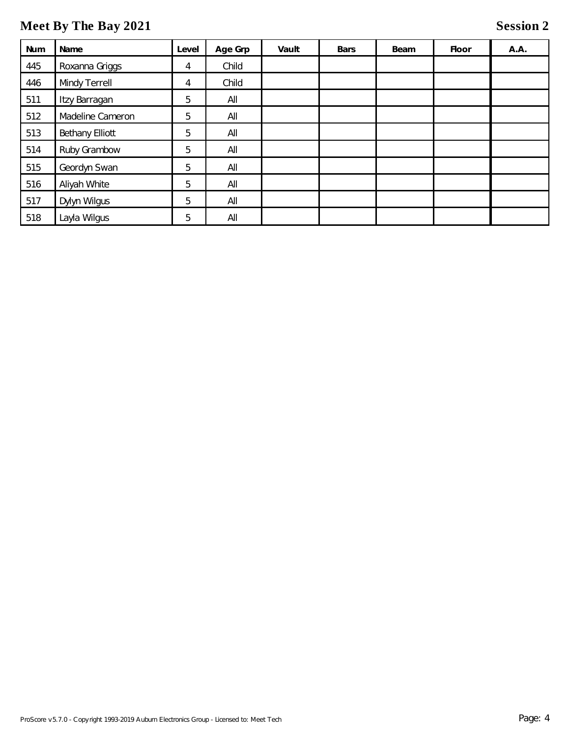# Meet By The Bay 2021

## Session 2

| Num | Name | Level | Age Grp | Vault | Bars | Beam | Floor | A.A. |
|---|---|---|---|---|---|---|---|---|
| 445 | Roxanna Griggs | 4 | Child | | | | | |
| 446 | Mindy Terrell | 4 | Child | | | | | |
| 511 | Itzy Barragan | 5 | All | | | | | |
| 512 | Madeline Cameron | 5 | All | | | | | |
| 513 | Bethany Elliott | 5 | All | | | | | |
| 514 | Ruby Grambow | 5 | All | | | | | |
| 515 | Geordyn Swan | 5 | All | | | | | |
| 516 | Aliyah White | 5 | All | | | | | |
| 517 | Dylyn Wilgus | 5 | All | | | | | |
| 518 | Layla Wilgus | 5 | All | | | | | |

ProScore v5.7.0 - Copyright 1993-2019 Auburn Electronics Group - Licensed to: Meet Tech